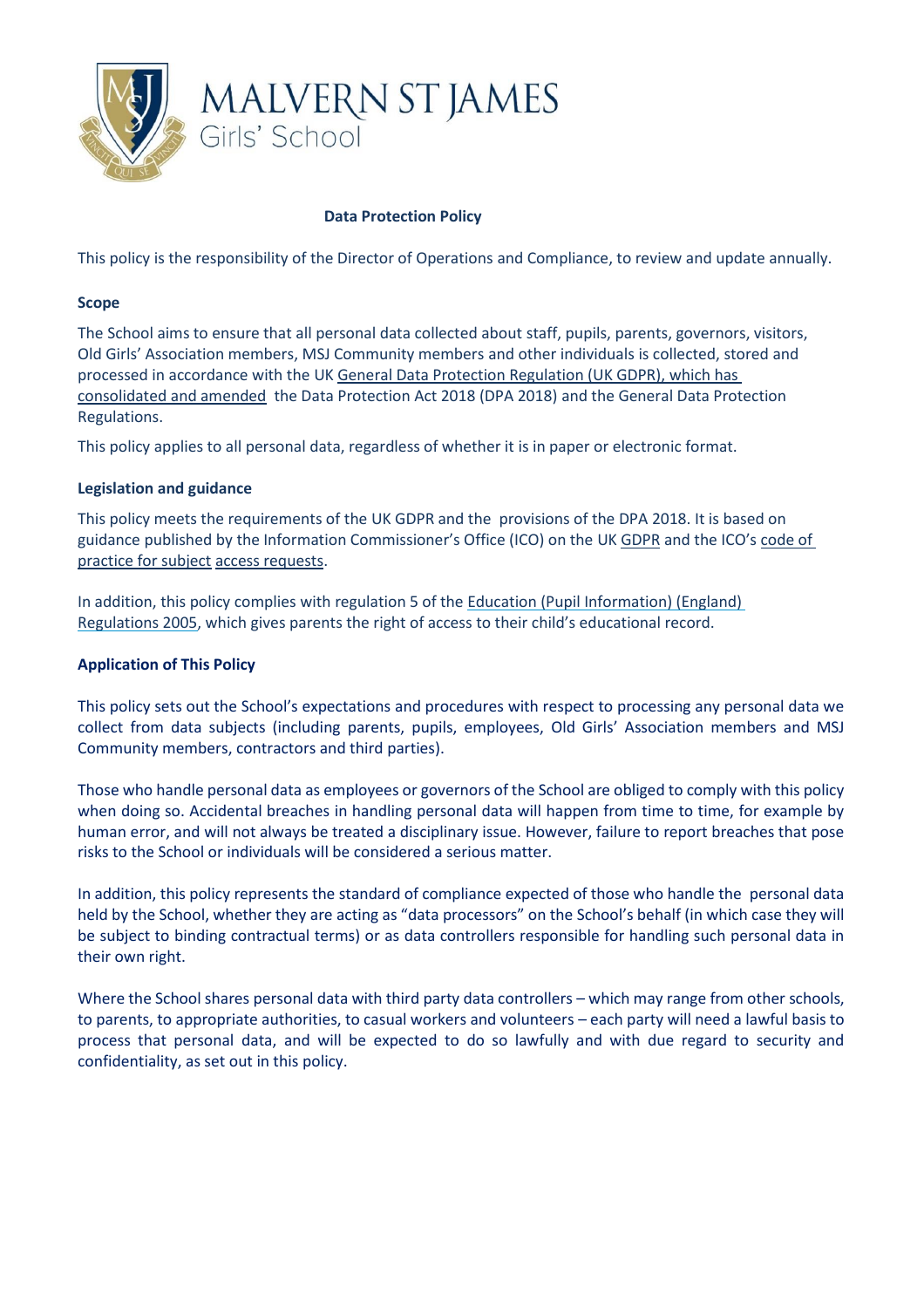MALVERN ST JAMES
Girls' School

# Data Protection Policy

This policy is the responsibility of the Director of Operations and Compliance, to review and update annually.

## Scope

The School aims to ensure that all personal data collected about staff, pupils, parents, governors, visitors, Old Girls' Association members, MSJ Community members and other individuals is collected, stored and processed in accordance with the UK General Data Protection Regulation (UK GDPR), which has consolidated and amended the Data Protection Act 2018 (DPA 2018) and the General Data Protection Regulations.

This policy applies to all personal data, regardless of whether it is in paper or electronic format.

## Legislation and guidance

This policy meets the requirements of the UK GDPR and the provisions of the DPA 2018. It is based on guidance published by the Information Commissioner's Office (ICO) on the UK GDPR and the ICO's code of practice for subject access requests.

In addition, this policy complies with regulation 5 of the Education (Pupil Information) (England) Regulations 2005, which gives parents the right of access to their child's educational record.

## Application of This Policy

This policy sets out the School's expectations and procedures with respect to processing any personal data we collect from data subjects (including parents, pupils, employees, Old Girls' Association members and MSJ Community members, contractors and third parties).

Those who handle personal data as employees or governors of the School are obliged to comply with this policy when doing so. Accidental breaches in handling personal data will happen from time to time, for example by human error, and will not always be treated a disciplinary issue. However, failure to report breaches that pose risks to the School or individuals will be considered a serious matter.

In addition, this policy represents the standard of compliance expected of those who handle the personal data held by the School, whether they are acting as "data processors" on the School's behalf (in which case they will be subject to binding contractual terms) or as data controllers responsible for handling such personal data in their own right.

Where the School shares personal data with third party data controllers – which may range from other schools, to parents, to appropriate authorities, to casual workers and volunteers – each party will need a lawful basis to process that personal data, and will be expected to do so lawfully and with due regard to security and confidentiality, as set out in this policy.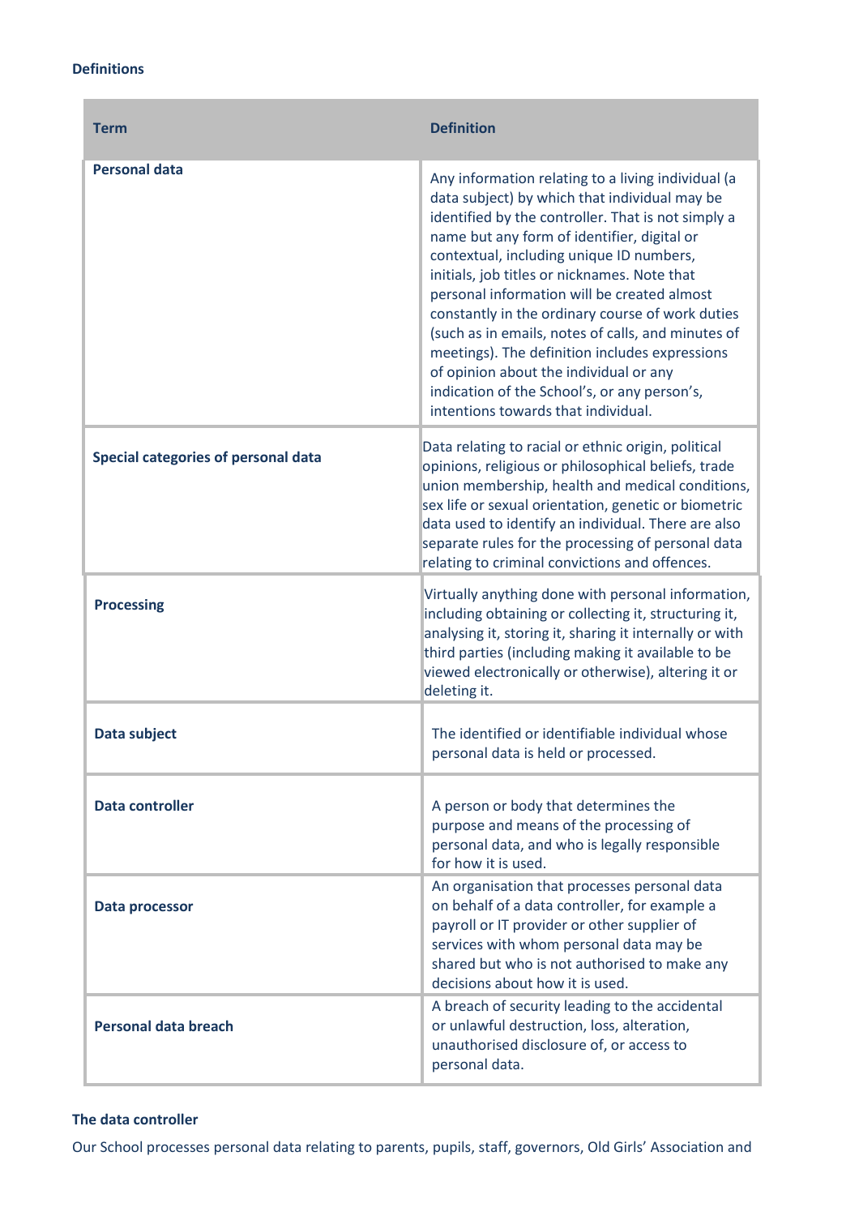### Definitions

| Term | Definition |
|---|---|
| **Personal data** | Any information relating to a living individual (a data subject) by which that individual may be identified by the controller. That is not simply a name but any form of identifier, digital or contextual, including unique ID numbers, initials, job titles or nicknames. Note that personal information will be created almost constantly in the ordinary course of work duties (such as in emails, notes of calls, and minutes of meetings). The definition includes expressions of opinion about the individual or any indication of the School's, or any person's, intentions towards that individual. |
| **Special categories of personal data** | Data relating to racial or ethnic origin, political opinions, religious or philosophical beliefs, trade union membership, health and medical conditions, sex life or sexual orientation, genetic or biometric data used to identify an individual. There are also separate rules for the processing of personal data relating to criminal convictions and offences. |
| **Processing** | Virtually anything done with personal information, including obtaining or collecting it, structuring it, analysing it, storing it, sharing it internally or with third parties (including making it available to be viewed electronically or otherwise), altering it or deleting it. |
| **Data subject** | The identified or identifiable individual whose personal data is held or processed. |
| **Data controller** | A person or body that determines the purpose and means of the processing of personal data, and who is legally responsible for how it is used. |
| **Data processor** | An organisation that processes personal data on behalf of a data controller, for example a payroll or IT provider or other supplier of services with whom personal data may be shared but who is not authorised to make any decisions about how it is used. |
| **Personal data breach** | A breach of security leading to the accidental or unlawful destruction, loss, alteration, unauthorised disclosure of, or access to personal data. |

### The data controller

Our School processes personal data relating to parents, pupils, staff, governors, Old Girls' Association and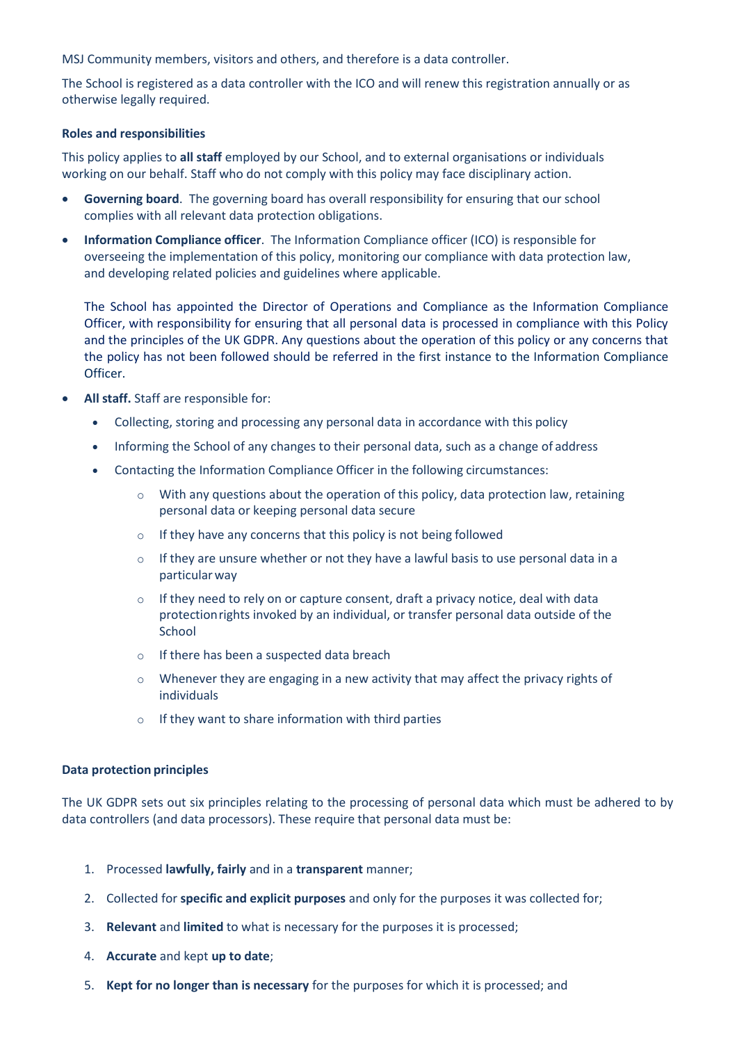MSJ Community members, visitors and others, and therefore is a data controller.

The School is registered as a data controller with the ICO and will renew this registration annually or as otherwise legally required.

**Roles and responsibilities**

This policy applies to **all staff** employed by our School, and to external organisations or individuals working on our behalf. Staff who do not comply with this policy may face disciplinary action.

- **Governing board**. The governing board has overall responsibility for ensuring that our school complies with all relevant data protection obligations.
- **Information Compliance officer**. The Information Compliance officer (ICO) is responsible for overseeing the implementation of this policy, monitoring our compliance with data protection law, and developing related policies and guidelines where applicable.

  The School has appointed the Director of Operations and Compliance as the Information Compliance Officer, with responsibility for ensuring that all personal data is processed in compliance with this Policy and the principles of the UK GDPR. Any questions about the operation of this policy or any concerns that the policy has not been followed should be referred in the first instance to the Information Compliance Officer.
- **All staff.** Staff are responsible for:
  - Collecting, storing and processing any personal data in accordance with this policy
  - Informing the School of any changes to their personal data, such as a change of address
  - Contacting the Information Compliance Officer in the following circumstances:
    - With any questions about the operation of this policy, data protection law, retaining personal data or keeping personal data secure
    - If they have any concerns that this policy is not being followed
    - If they are unsure whether or not they have a lawful basis to use personal data in a particular way
    - If they need to rely on or capture consent, draft a privacy notice, deal with data protection rights invoked by an individual, or transfer personal data outside of the School
    - If there has been a suspected data breach
    - Whenever they are engaging in a new activity that may affect the privacy rights of individuals
    - If they want to share information with third parties

**Data protection principles**

The UK GDPR sets out six principles relating to the processing of personal data which must be adhered to by data controllers (and data processors). These require that personal data must be:

1. Processed **lawfully, fairly** and in a **transparent** manner;
2. Collected for **specific and explicit purposes** and only for the purposes it was collected for;
3. **Relevant** and **limited** to what is necessary for the purposes it is processed;
4. **Accurate** and kept **up to date**;
5. **Kept for no longer than is necessary** for the purposes for which it is processed; and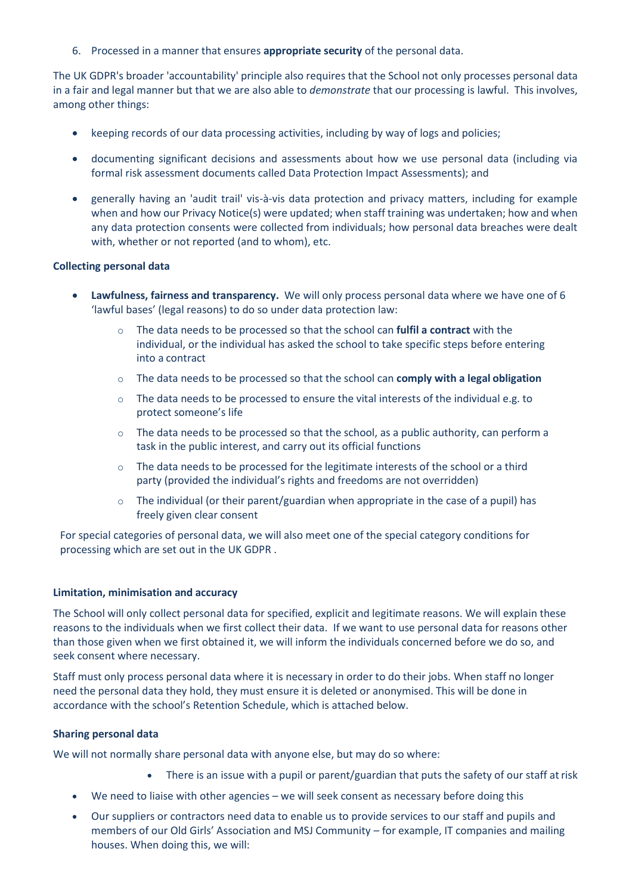6. Processed in a manner that ensures **appropriate security** of the personal data.

The UK GDPR's broader 'accountability' principle also requires that the School not only processes personal data in a fair and legal manner but that we are also able to *demonstrate* that our processing is lawful. This involves, among other things:

- keeping records of our data processing activities, including by way of logs and policies;
- documenting significant decisions and assessments about how we use personal data (including via formal risk assessment documents called Data Protection Impact Assessments); and
- generally having an 'audit trail' vis-à-vis data protection and privacy matters, including for example when and how our Privacy Notice(s) were updated; when staff training was undertaken; how and when any data protection consents were collected from individuals; how personal data breaches were dealt with, whether or not reported (and to whom), etc.

**Collecting personal data**

- **Lawfulness, fairness and transparency.** We will only process personal data where we have one of 6 'lawful bases' (legal reasons) to do so under data protection law:
  - The data needs to be processed so that the school can **fulfil a contract** with the individual, or the individual has asked the school to take specific steps before entering into a contract
  - The data needs to be processed so that the school can **comply with a legal obligation**
  - The data needs to be processed to ensure the vital interests of the individual e.g. to protect someone's life
  - The data needs to be processed so that the school, as a public authority, can perform a task in the public interest, and carry out its official functions
  - The data needs to be processed for the legitimate interests of the school or a third party (provided the individual's rights and freedoms are not overridden)
  - The individual (or their parent/guardian when appropriate in the case of a pupil) has freely given clear consent

For special categories of personal data, we will also meet one of the special category conditions for processing which are set out in the UK GDPR .

**Limitation, minimisation and accuracy**

The School will only collect personal data for specified, explicit and legitimate reasons. We will explain these reasons to the individuals when we first collect their data. If we want to use personal data for reasons other than those given when we first obtained it, we will inform the individuals concerned before we do so, and seek consent where necessary.

Staff must only process personal data where it is necessary in order to do their jobs. When staff no longer need the personal data they hold, they must ensure it is deleted or anonymised. This will be done in accordance with the school's Retention Schedule, which is attached below.

**Sharing personal data**

We will not normally share personal data with anyone else, but may do so where:

- There is an issue with a pupil or parent/guardian that puts the safety of our staff at risk
- We need to liaise with other agencies – we will seek consent as necessary before doing this
- Our suppliers or contractors need data to enable us to provide services to our staff and pupils and members of our Old Girls' Association and MSJ Community – for example, IT companies and mailing houses. When doing this, we will: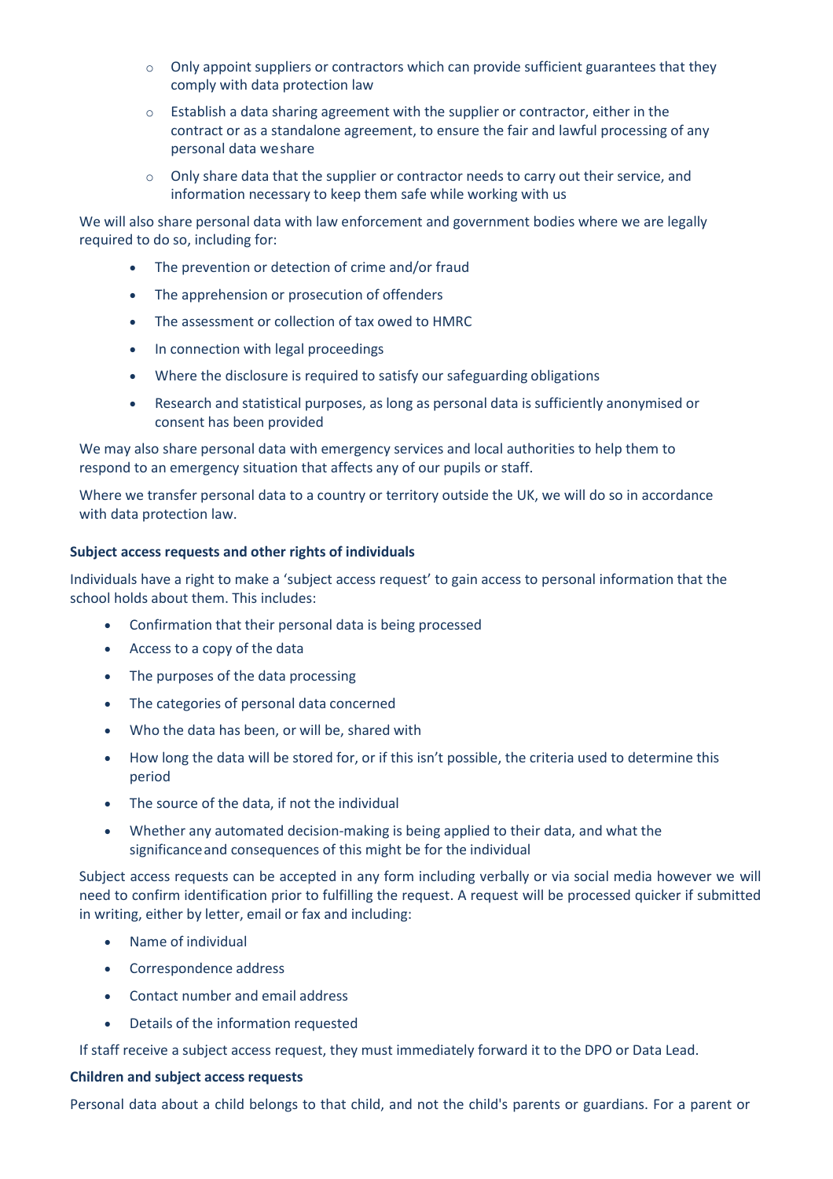- Only appoint suppliers or contractors which can provide sufficient guarantees that they comply with data protection law
- Establish a data sharing agreement with the supplier or contractor, either in the contract or as a standalone agreement, to ensure the fair and lawful processing of any personal data we share
- Only share data that the supplier or contractor needs to carry out their service, and information necessary to keep them safe while working with us

We will also share personal data with law enforcement and government bodies where we are legally required to do so, including for:

- The prevention or detection of crime and/or fraud
- The apprehension or prosecution of offenders
- The assessment or collection of tax owed to HMRC
- In connection with legal proceedings
- Where the disclosure is required to satisfy our safeguarding obligations
- Research and statistical purposes, as long as personal data is sufficiently anonymised or consent has been provided

We may also share personal data with emergency services and local authorities to help them to respond to an emergency situation that affects any of our pupils or staff.

Where we transfer personal data to a country or territory outside the UK, we will do so in accordance with data protection law.

**Subject access requests and other rights of individuals**

Individuals have a right to make a 'subject access request' to gain access to personal information that the school holds about them. This includes:

- Confirmation that their personal data is being processed
- Access to a copy of the data
- The purposes of the data processing
- The categories of personal data concerned
- Who the data has been, or will be, shared with
- How long the data will be stored for, or if this isn't possible, the criteria used to determine this period
- The source of the data, if not the individual
- Whether any automated decision-making is being applied to their data, and what the significance and consequences of this might be for the individual

Subject access requests can be accepted in any form including verbally or via social media however we will need to confirm identification prior to fulfilling the request. A request will be processed quicker if submitted in writing, either by letter, email or fax and including:

- Name of individual
- Correspondence address
- Contact number and email address
- Details of the information requested

If staff receive a subject access request, they must immediately forward it to the DPO or Data Lead.

**Children and subject access requests**

Personal data about a child belongs to that child, and not the child's parents or guardians. For a parent or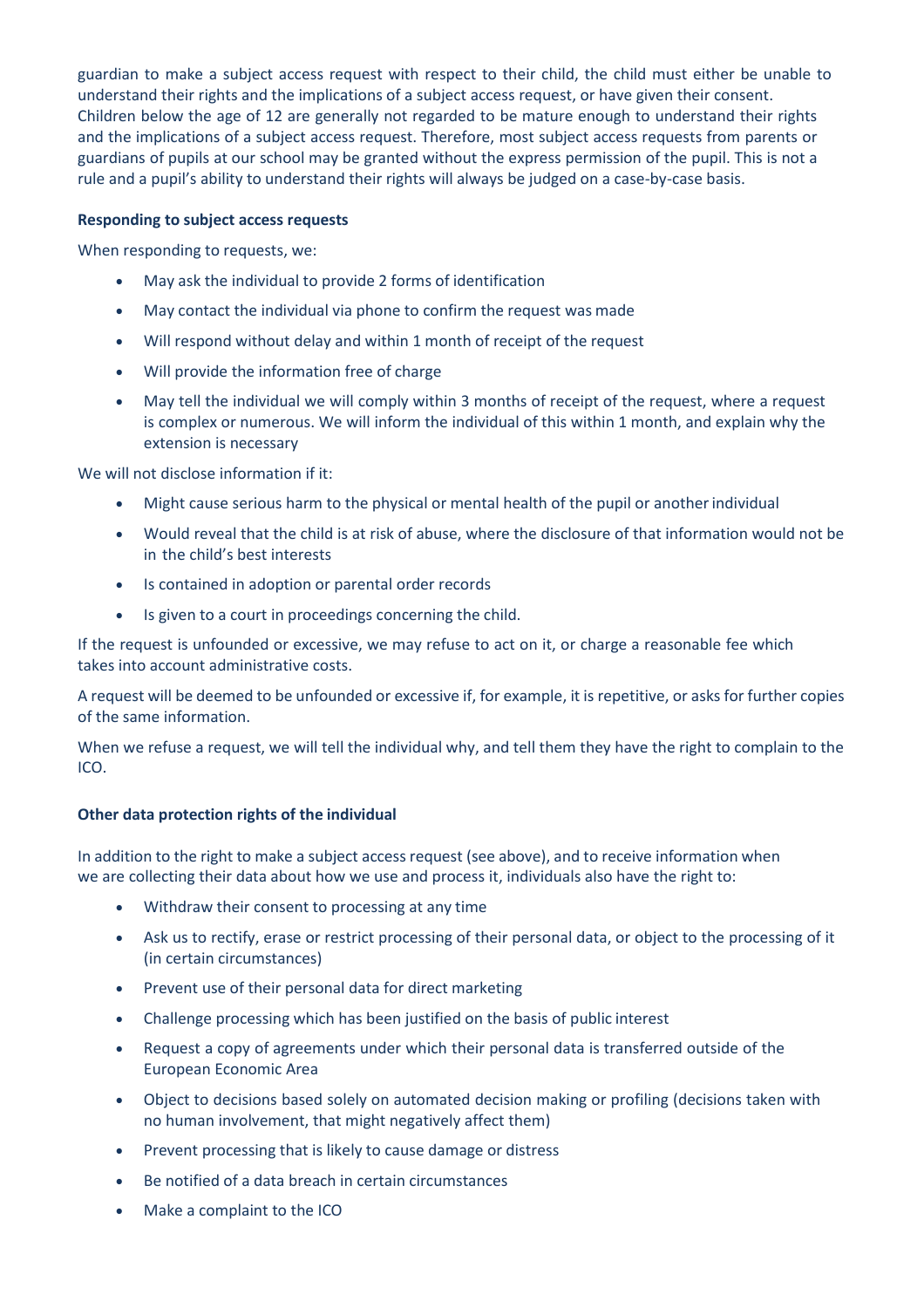guardian to make a subject access request with respect to their child, the child must either be unable to understand their rights and the implications of a subject access request, or have given their consent. Children below the age of 12 are generally not regarded to be mature enough to understand their rights and the implications of a subject access request. Therefore, most subject access requests from parents or guardians of pupils at our school may be granted without the express permission of the pupil. This is not a rule and a pupil's ability to understand their rights will always be judged on a case-by-case basis.

**Responding to subject access requests**

When responding to requests, we:

- May ask the individual to provide 2 forms of identification
- May contact the individual via phone to confirm the request was made
- Will respond without delay and within 1 month of receipt of the request
- Will provide the information free of charge
- May tell the individual we will comply within 3 months of receipt of the request, where a request is complex or numerous. We will inform the individual of this within 1 month, and explain why the extension is necessary

We will not disclose information if it:

- Might cause serious harm to the physical or mental health of the pupil or another individual
- Would reveal that the child is at risk of abuse, where the disclosure of that information would not be in the child's best interests
- Is contained in adoption or parental order records
- Is given to a court in proceedings concerning the child.

If the request is unfounded or excessive, we may refuse to act on it, or charge a reasonable fee which takes into account administrative costs.

A request will be deemed to be unfounded or excessive if, for example, it is repetitive, or asks for further copies of the same information.

When we refuse a request, we will tell the individual why, and tell them they have the right to complain to the ICO.

**Other data protection rights of the individual**

In addition to the right to make a subject access request (see above), and to receive information when we are collecting their data about how we use and process it, individuals also have the right to:

- Withdraw their consent to processing at any time
- Ask us to rectify, erase or restrict processing of their personal data, or object to the processing of it (in certain circumstances)
- Prevent use of their personal data for direct marketing
- Challenge processing which has been justified on the basis of public interest
- Request a copy of agreements under which their personal data is transferred outside of the European Economic Area
- Object to decisions based solely on automated decision making or profiling (decisions taken with no human involvement, that might negatively affect them)
- Prevent processing that is likely to cause damage or distress
- Be notified of a data breach in certain circumstances
- Make a complaint to the ICO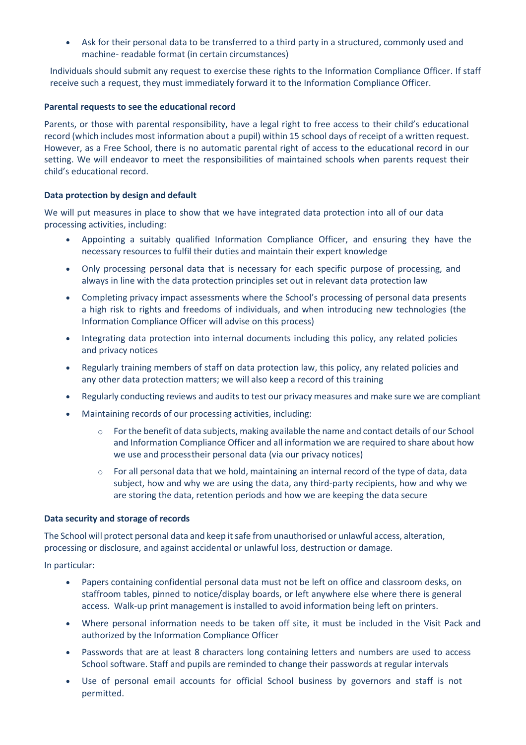- Ask for their personal data to be transferred to a third party in a structured, commonly used and machine- readable format (in certain circumstances)

Individuals should submit any request to exercise these rights to the Information Compliance Officer. If staff receive such a request, they must immediately forward it to the Information Compliance Officer.

**Parental requests to see the educational record**

Parents, or those with parental responsibility, have a legal right to free access to their child's educational record (which includes most information about a pupil) within 15 school days of receipt of a written request. However, as a Free School, there is no automatic parental right of access to the educational record in our setting. We will endeavor to meet the responsibilities of maintained schools when parents request their child's educational record.

**Data protection by design and default**

We will put measures in place to show that we have integrated data protection into all of our data processing activities, including:

- Appointing a suitably qualified Information Compliance Officer, and ensuring they have the necessary resources to fulfil their duties and maintain their expert knowledge
- Only processing personal data that is necessary for each specific purpose of processing, and always in line with the data protection principles set out in relevant data protection law
- Completing privacy impact assessments where the School's processing of personal data presents a high risk to rights and freedoms of individuals, and when introducing new technologies (the Information Compliance Officer will advise on this process)
- Integrating data protection into internal documents including this policy, any related policies and privacy notices
- Regularly training members of staff on data protection law, this policy, any related policies and any other data protection matters; we will also keep a record of this training
- Regularly conducting reviews and audits to test our privacy measures and make sure we are compliant
- Maintaining records of our processing activities, including:
  - For the benefit of data subjects, making available the name and contact details of our School and Information Compliance Officer and all information we are required to share about how we use and processtheir personal data (via our privacy notices)
  - For all personal data that we hold, maintaining an internal record of the type of data, data subject, how and why we are using the data, any third-party recipients, how and why we are storing the data, retention periods and how we are keeping the data secure

**Data security and storage of records**

The School will protect personal data and keep it safe from unauthorised or unlawful access, alteration, processing or disclosure, and against accidental or unlawful loss, destruction or damage.

In particular:

- Papers containing confidential personal data must not be left on office and classroom desks, on staffroom tables, pinned to notice/display boards, or left anywhere else where there is general access. Walk-up print management is installed to avoid information being left on printers.
- Where personal information needs to be taken off site, it must be included in the Visit Pack and authorized by the Information Compliance Officer
- Passwords that are at least 8 characters long containing letters and numbers are used to access School software. Staff and pupils are reminded to change their passwords at regular intervals
- Use of personal email accounts for official School business by governors and staff is not permitted.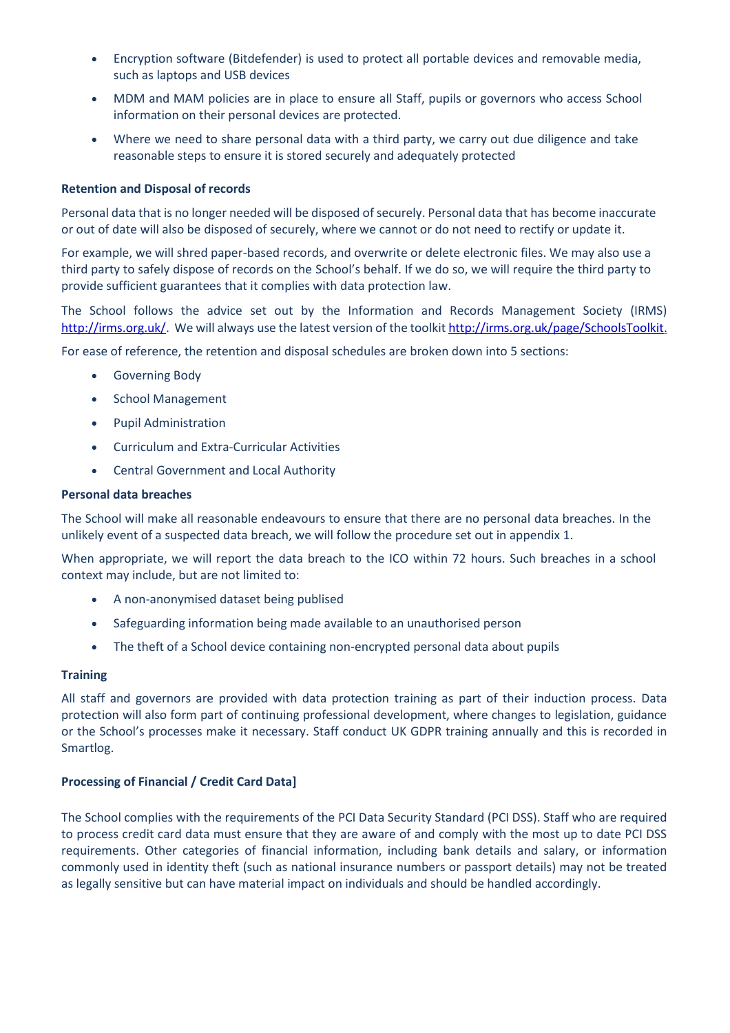- Encryption software (Bitdefender) is used to protect all portable devices and removable media, such as laptops and USB devices
- MDM and MAM policies are in place to ensure all Staff, pupils or governors who access School information on their personal devices are protected.
- Where we need to share personal data with a third party, we carry out due diligence and take reasonable steps to ensure it is stored securely and adequately protected

**Retention and Disposal of records**

Personal data that is no longer needed will be disposed of securely. Personal data that has become inaccurate or out of date will also be disposed of securely, where we cannot or do not need to rectify or update it.

For example, we will shred paper-based records, and overwrite or delete electronic files. We may also use a third party to safely dispose of records on the School's behalf. If we do so, we will require the third party to provide sufficient guarantees that it complies with data protection law.

The School follows the advice set out by the Information and Records Management Society (IRMS) http://irms.org.uk/. We will always use the latest version of the toolkit http://irms.org.uk/page/SchoolsToolkit.

For ease of reference, the retention and disposal schedules are broken down into 5 sections:

- Governing Body
- School Management
- Pupil Administration
- Curriculum and Extra-Curricular Activities
- Central Government and Local Authority

**Personal data breaches**

The School will make all reasonable endeavours to ensure that there are no personal data breaches. In the unlikely event of a suspected data breach, we will follow the procedure set out in appendix 1.

When appropriate, we will report the data breach to the ICO within 72 hours. Such breaches in a school context may include, but are not limited to:

- A non-anonymised dataset being publised
- Safeguarding information being made available to an unauthorised person
- The theft of a School device containing non-encrypted personal data about pupils

**Training**

All staff and governors are provided with data protection training as part of their induction process. Data protection will also form part of continuing professional development, where changes to legislation, guidance or the School's processes make it necessary. Staff conduct UK GDPR training annually and this is recorded in Smartlog.

**Processing of Financial / Credit Card Data]**

The School complies with the requirements of the PCI Data Security Standard (PCI DSS). Staff who are required to process credit card data must ensure that they are aware of and comply with the most up to date PCI DSS requirements. Other categories of financial information, including bank details and salary, or information commonly used in identity theft (such as national insurance numbers or passport details) may not be treated as legally sensitive but can have material impact on individuals and should be handled accordingly.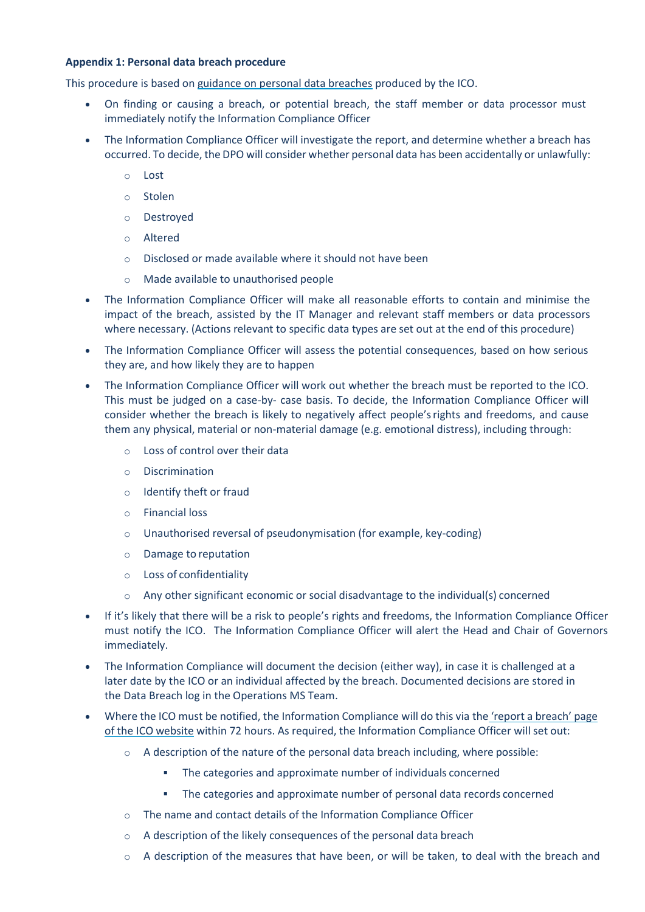**Appendix 1: Personal data breach procedure**

This procedure is based on guidance on personal data breaches produced by the ICO.

- On finding or causing a breach, or potential breach, the staff member or data processor must immediately notify the Information Compliance Officer
- The Information Compliance Officer will investigate the report, and determine whether a breach has occurred. To decide, the DPO will consider whether personal data has been accidentally or unlawfully:
  - Lost
  - Stolen
  - Destroyed
  - Altered
  - Disclosed or made available where it should not have been
  - Made available to unauthorised people
- The Information Compliance Officer will make all reasonable efforts to contain and minimise the impact of the breach, assisted by the IT Manager and relevant staff members or data processors where necessary. (Actions relevant to specific data types are set out at the end of this procedure)
- The Information Compliance Officer will assess the potential consequences, based on how serious they are, and how likely they are to happen
- The Information Compliance Officer will work out whether the breach must be reported to the ICO. This must be judged on a case-by- case basis. To decide, the Information Compliance Officer will consider whether the breach is likely to negatively affect people's rights and freedoms, and cause them any physical, material or non-material damage (e.g. emotional distress), including through:
  - Loss of control over their data
  - Discrimination
  - Identify theft or fraud
  - Financial loss
  - Unauthorised reversal of pseudonymisation (for example, key-coding)
  - Damage to reputation
  - Loss of confidentiality
  - Any other significant economic or social disadvantage to the individual(s) concerned
- If it's likely that there will be a risk to people's rights and freedoms, the Information Compliance Officer must notify the ICO. The Information Compliance Officer will alert the Head and Chair of Governors immediately.
- The Information Compliance will document the decision (either way), in case it is challenged at a later date by the ICO or an individual affected by the breach. Documented decisions are stored in the Data Breach log in the Operations MS Team.
- Where the ICO must be notified, the Information Compliance will do this via the 'report a breach' page of the ICO website within 72 hours. As required, the Information Compliance Officer will set out:
  - A description of the nature of the personal data breach including, where possible:
    - The categories and approximate number of individuals concerned
    - The categories and approximate number of personal data records concerned
  - The name and contact details of the Information Compliance Officer
  - A description of the likely consequences of the personal data breach
  - A description of the measures that have been, or will be taken, to deal with the breach and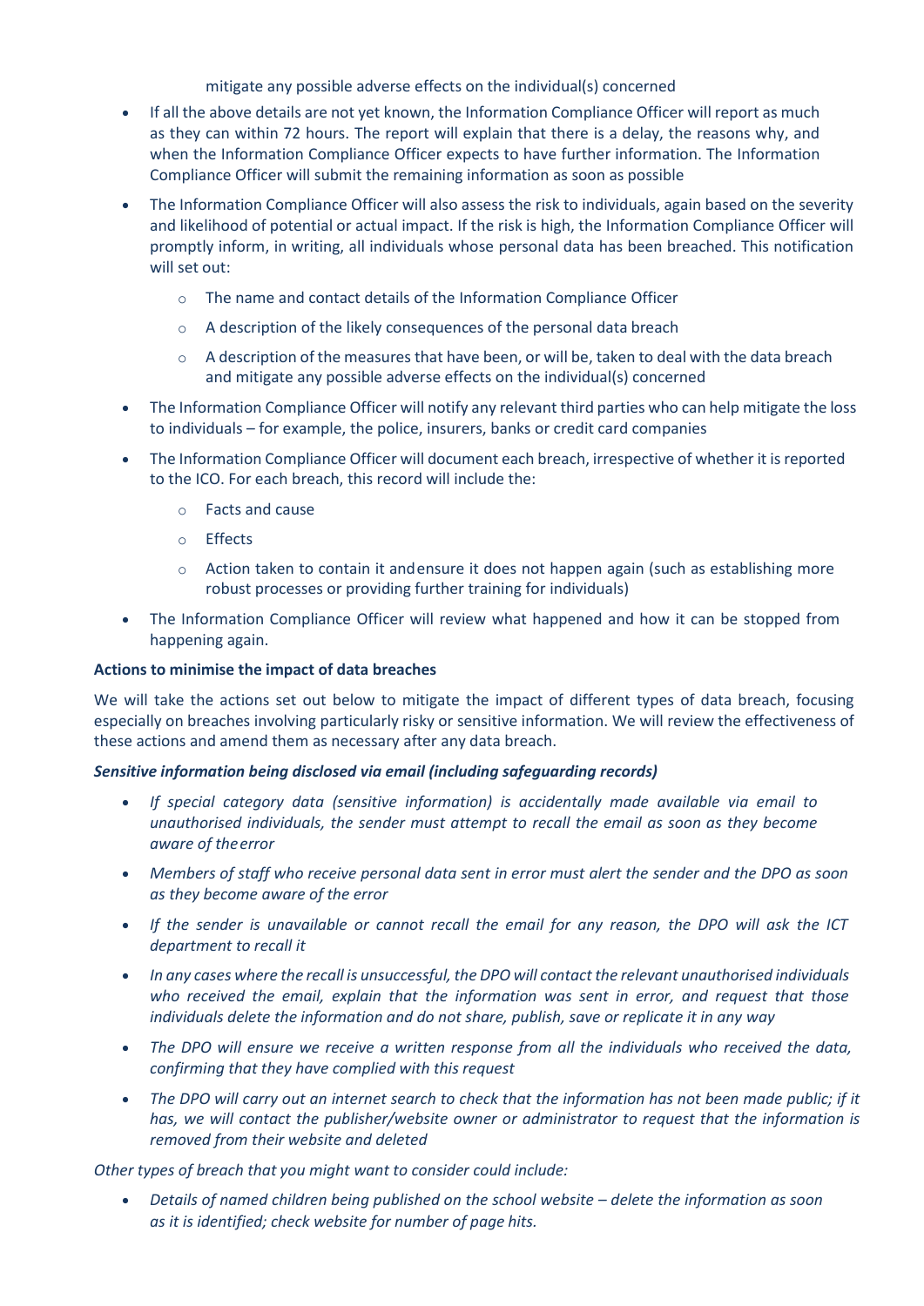mitigate any possible adverse effects on the individual(s) concerned

- If all the above details are not yet known, the Information Compliance Officer will report as much as they can within 72 hours. The report will explain that there is a delay, the reasons why, and when the Information Compliance Officer expects to have further information. The Information Compliance Officer will submit the remaining information as soon as possible
- The Information Compliance Officer will also assess the risk to individuals, again based on the severity and likelihood of potential or actual impact. If the risk is high, the Information Compliance Officer will promptly inform, in writing, all individuals whose personal data has been breached. This notification will set out:
    - The name and contact details of the Information Compliance Officer
    - A description of the likely consequences of the personal data breach
    - A description of the measures that have been, or will be, taken to deal with the data breach and mitigate any possible adverse effects on the individual(s) concerned
- The Information Compliance Officer will notify any relevant third parties who can help mitigate the loss to individuals – for example, the police, insurers, banks or credit card companies
- The Information Compliance Officer will document each breach, irrespective of whether it is reported to the ICO. For each breach, this record will include the:
    - Facts and cause
    - Effects
    - Action taken to contain it andensure it does not happen again (such as establishing more robust processes or providing further training for individuals)
- The Information Compliance Officer will review what happened and how it can be stopped from happening again.

**Actions to minimise the impact of data breaches**

We will take the actions set out below to mitigate the impact of different types of data breach, focusing especially on breaches involving particularly risky or sensitive information. We will review the effectiveness of these actions and amend them as necessary after any data breach.

***Sensitive information being disclosed via email (including safeguarding records)***

- *If special category data (sensitive information) is accidentally made available via email to unauthorised individuals, the sender must attempt to recall the email as soon as they become aware of theerror*
- *Members of staff who receive personal data sent in error must alert the sender and the DPO as soon as they become aware of the error*
- *If the sender is unavailable or cannot recall the email for any reason, the DPO will ask the ICT department to recall it*
- *In any cases where the recall is unsuccessful, the DPO will contact the relevant unauthorised individuals who received the email, explain that the information was sent in error, and request that those individuals delete the information and do not share, publish, save or replicate it in any way*
- *The DPO will ensure we receive a written response from all the individuals who received the data, confirming that they have complied with this request*
- *The DPO will carry out an internet search to check that the information has not been made public; if it has, we will contact the publisher/website owner or administrator to request that the information is removed from their website and deleted*

*Other types of breach that you might want to consider could include:*

- *Details of named children being published on the school website – delete the information as soon as it is identified; check website for number of page hits.*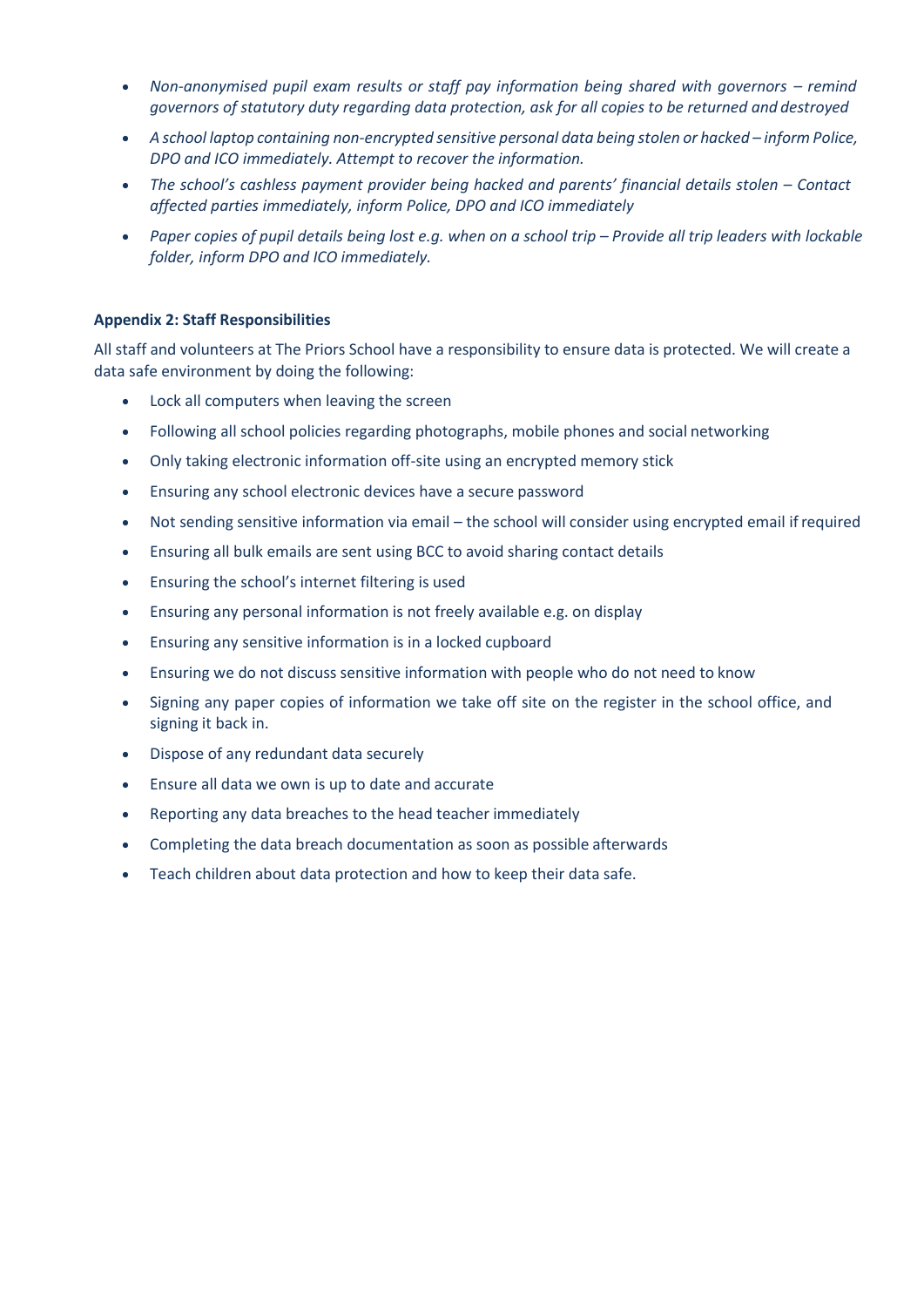- *Non-anonymised pupil exam results or staff pay information being shared with governors – remind governors of statutory duty regarding data protection, ask for all copies to be returned and destroyed*
- *A school laptop containing non-encrypted sensitive personal data being stolen or hacked – inform Police, DPO and ICO immediately. Attempt to recover the information.*
- *The school's cashless payment provider being hacked and parents' financial details stolen – Contact affected parties immediately, inform Police, DPO and ICO immediately*
- *Paper copies of pupil details being lost e.g. when on a school trip – Provide all trip leaders with lockable folder, inform DPO and ICO immediately.*

**Appendix 2: Staff Responsibilities**

All staff and volunteers at The Priors School have a responsibility to ensure data is protected. We will create a data safe environment by doing the following:

- Lock all computers when leaving the screen
- Following all school policies regarding photographs, mobile phones and social networking
- Only taking electronic information off-site using an encrypted memory stick
- Ensuring any school electronic devices have a secure password
- Not sending sensitive information via email – the school will consider using encrypted email if required
- Ensuring all bulk emails are sent using BCC to avoid sharing contact details
- Ensuring the school's internet filtering is used
- Ensuring any personal information is not freely available e.g. on display
- Ensuring any sensitive information is in a locked cupboard
- Ensuring we do not discuss sensitive information with people who do not need to know
- Signing any paper copies of information we take off site on the register in the school office, and signing it back in.
- Dispose of any redundant data securely
- Ensure all data we own is up to date and accurate
- Reporting any data breaches to the head teacher immediately
- Completing the data breach documentation as soon as possible afterwards
- Teach children about data protection and how to keep their data safe.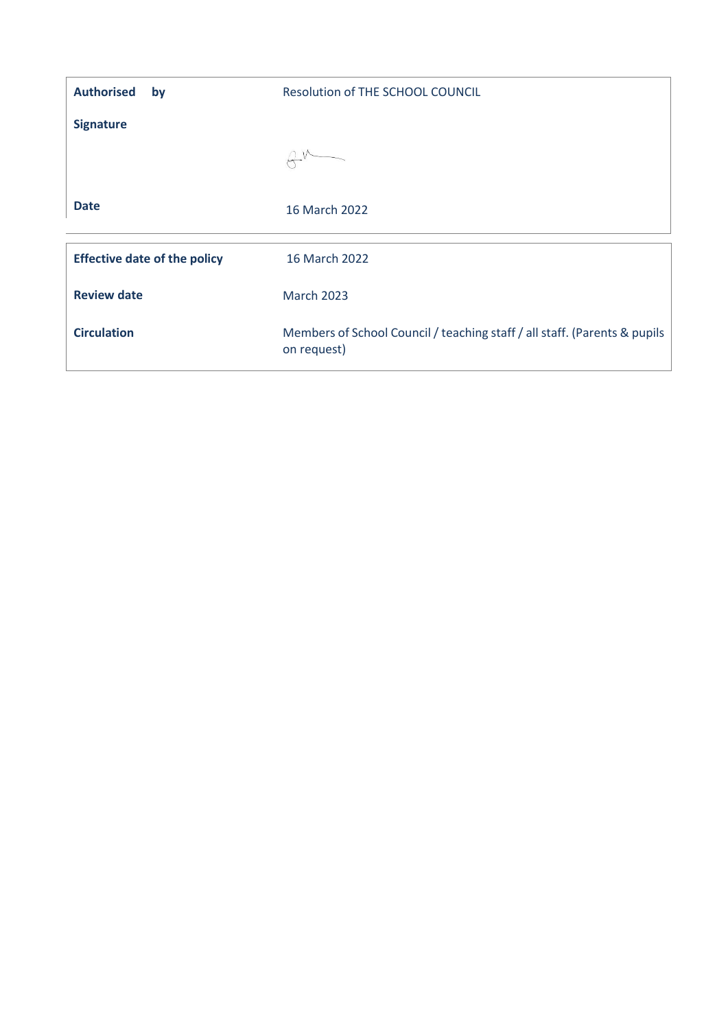| | |
|---|---|
| **Authorised by** | Resolution of THE SCHOOL COUNCIL |
| **Signature** | |
| **Date** | 16 March 2022 |

| | |
|---|---|
| **Effective date of the policy** | 16 March 2022 |
| **Review date** | March 2023 |
| **Circulation** | Members of School Council / teaching staff / all staff. (Parents & pupils on request) |